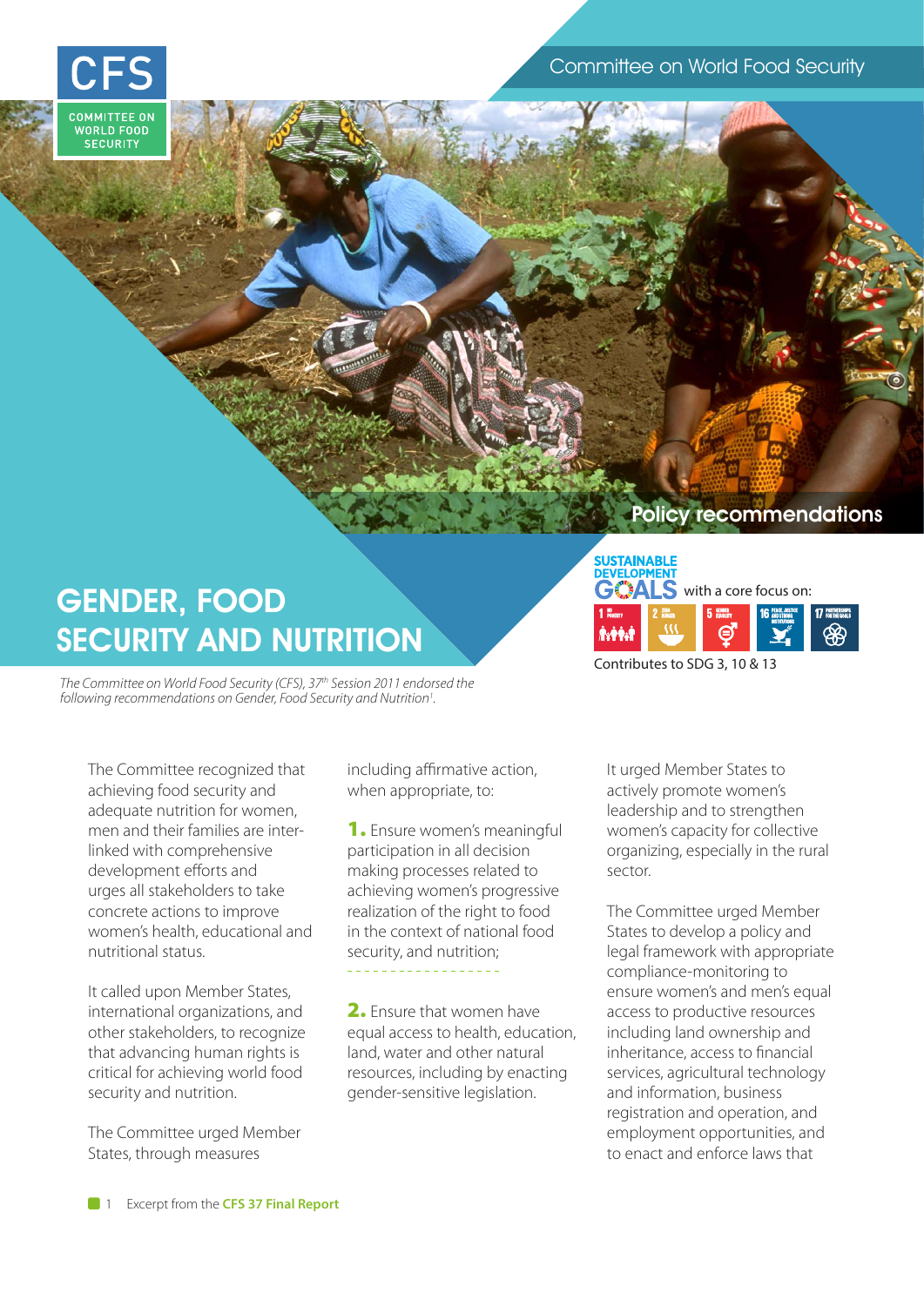CFS

COMMITTEE ON WORLD FOOD SECURITY

Committee on World Food Security

Policy recommendations

# GENDER, FOOD SECURITY AND NUTRITION

*The Committee on World Food Security (CFS), 37th Session 2011 endorsed the following recommendations on Gender, Food Security and Nutrition[1].*

SUSTAINABLE DEVELOPMENT GOALS with a core focus on:

1 NO POVERTY | 2 ZERO HUNGER | 5 GENDER EQUALITY | 16 PEACE, JUSTICE AND STRONG INSTITUTIONS | 17 PARTNERSHIPS FOR THE GOALS

Contributes to SDG 3, 10 & 13

The Committee recognized that achieving food security and adequate nutrition for women, men and their families are inter-linked with comprehensive development efforts and urges all stakeholders to take concrete actions to improve women's health, educational and nutritional status.

It called upon Member States, international organizations, and other stakeholders, to recognize that advancing human rights is critical for achieving world food security and nutrition.

The Committee urged Member States, through measures including affirmative action, when appropriate, to:

**1.** Ensure women's meaningful participation in all decision making processes related to achieving women's progressive realization of the right to food in the context of national food security, and nutrition;

**2.** Ensure that women have equal access to health, education, land, water and other natural resources, including by enacting gender-sensitive legislation.

It urged Member States to actively promote women's leadership and to strengthen women's capacity for collective organizing, especially in the rural sector.

The Committee urged Member States to develop a policy and legal framework with appropriate compliance-monitoring to ensure women's and men's equal access to productive resources including land ownership and inheritance, access to financial services, agricultural technology and information, business registration and operation, and employment opportunities, and to enact and enforce laws that

1 Excerpt from the **CFS 37 Final Report**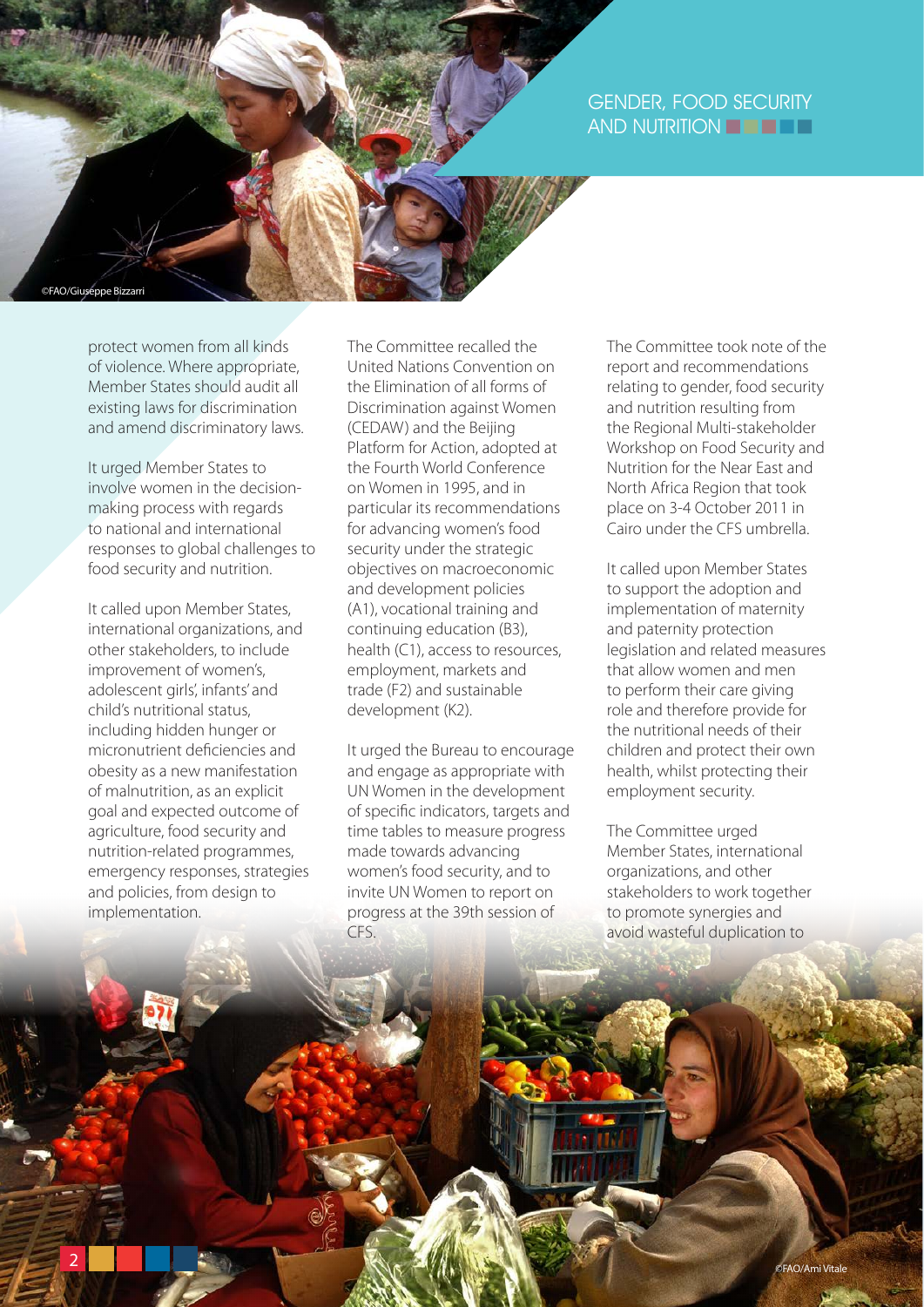protect women from all kinds of violence. Where appropriate, Member States should audit all existing laws for discrimination and amend discriminatory laws.

It urged Member States to involve women in the decision-making process with regards to national and international responses to global challenges to food security and nutrition.

It called upon Member States, international organizations, and other stakeholders, to include improvement of women's, adolescent girls', infants' and child's nutritional status, including hidden hunger or micronutrient deficiencies and obesity as a new manifestation of malnutrition, as an explicit goal and expected outcome of agriculture, food security and nutrition-related programmes, emergency responses, strategies and policies, from design to implementation.

The Committee recalled the United Nations Convention on the Elimination of all forms of Discrimination against Women (CEDAW) and the Beijing Platform for Action, adopted at the Fourth World Conference on Women in 1995, and in particular its recommendations for advancing women's food security under the strategic objectives on macroeconomic and development policies (A1), vocational training and continuing education (B3), health (C1), access to resources, employment, markets and trade (F2) and sustainable development (K2).

It urged the Bureau to encourage and engage as appropriate with UN Women in the development of specific indicators, targets and time tables to measure progress made towards advancing women's food security, and to invite UN Women to report on progress at the 39th session of CFS.

The Committee took note of the report and recommendations relating to gender, food security and nutrition resulting from the Regional Multi-stakeholder Workshop on Food Security and Nutrition for the Near East and North Africa Region that took place on 3-4 October 2011 in Cairo under the CFS umbrella.

It called upon Member States to support the adoption and implementation of maternity and paternity protection legislation and related measures that allow women and men to perform their care giving role and therefore provide for the nutritional needs of their children and protect their own health, whilst protecting their employment security.

The Committee urged Member States, international organizations, and other stakeholders to work together to promote synergies and avoid wasteful duplication to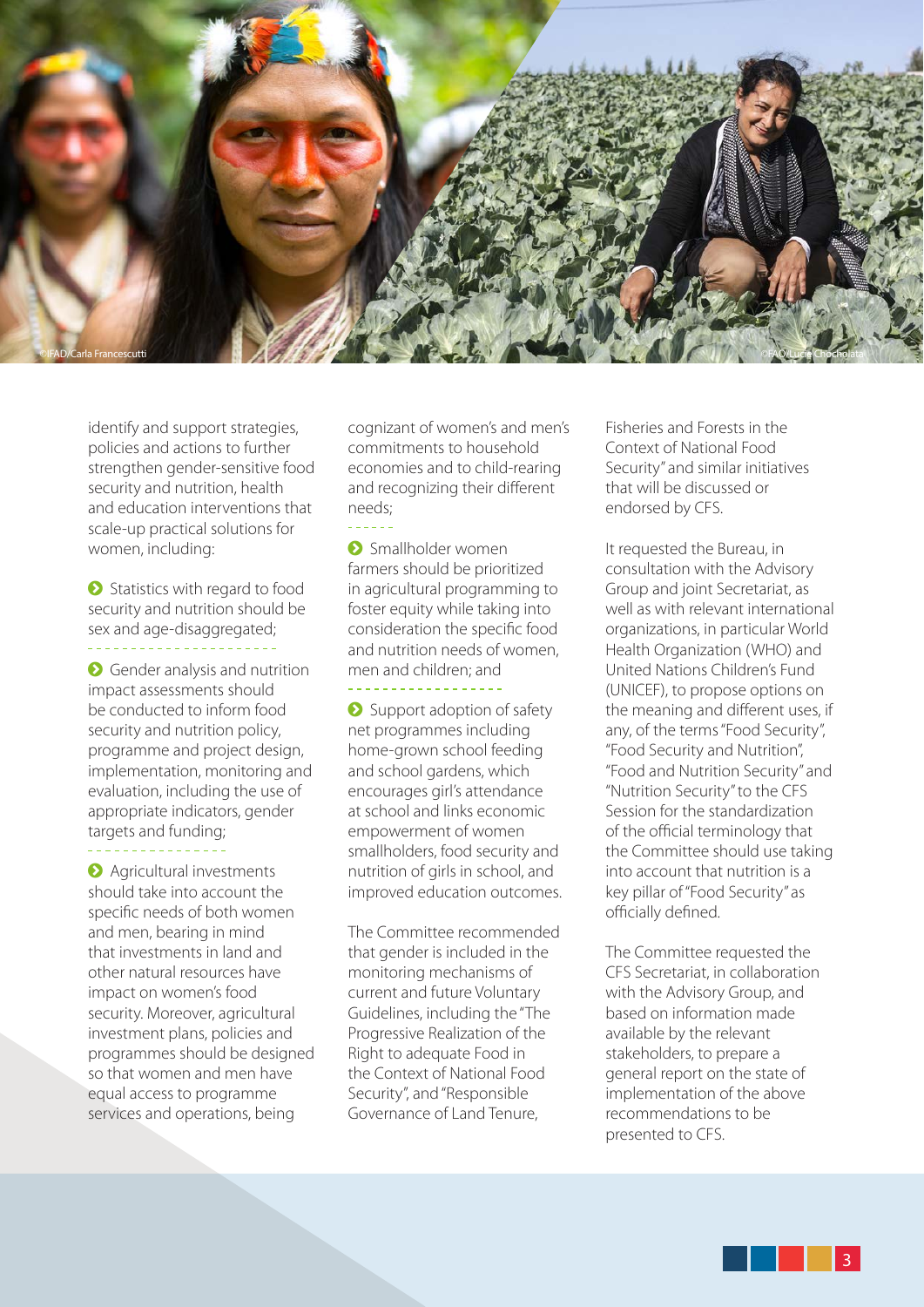identify and support strategies, policies and actions to further strengthen gender-sensitive food security and nutrition, health and education interventions that scale-up practical solutions for women, including:

- Statistics with regard to food security and nutrition should be sex and age-disaggregated;
- Gender analysis and nutrition impact assessments should be conducted to inform food security and nutrition policy, programme and project design, implementation, monitoring and evaluation, including the use of appropriate indicators, gender targets and funding;
- Agricultural investments should take into account the specific needs of both women and men, bearing in mind that investments in land and other natural resources have impact on women's food security. Moreover, agricultural investment plans, policies and programmes should be designed so that women and men have equal access to programme services and operations, being cognizant of women's and men's commitments to household economies and to child-rearing and recognizing their different needs;
- Smallholder women farmers should be prioritized in agricultural programming to foster equity while taking into consideration the specific food and nutrition needs of women, men and children; and
- Support adoption of safety net programmes including home-grown school feeding and school gardens, which encourages girl's attendance at school and links economic empowerment of women smallholders, food security and nutrition of girls in school, and improved education outcomes.

The Committee recommended that gender is included in the monitoring mechanisms of current and future Voluntary Guidelines, including the "The Progressive Realization of the Right to adequate Food in the Context of National Food Security", and "Responsible Governance of Land Tenure, Fisheries and Forests in the Context of National Food Security" and similar initiatives that will be discussed or endorsed by CFS.

It requested the Bureau, in consultation with the Advisory Group and joint Secretariat, as well as with relevant international organizations, in particular World Health Organization (WHO) and United Nations Children's Fund (UNICEF), to propose options on the meaning and different uses, if any, of the terms "Food Security", "Food Security and Nutrition", "Food and Nutrition Security" and "Nutrition Security" to the CFS Session for the standardization of the official terminology that the Committee should use taking into account that nutrition is a key pillar of "Food Security" as officially defined.

The Committee requested the CFS Secretariat, in collaboration with the Advisory Group, and based on information made available by the relevant stakeholders, to prepare a general report on the state of implementation of the above recommendations to be presented to CFS.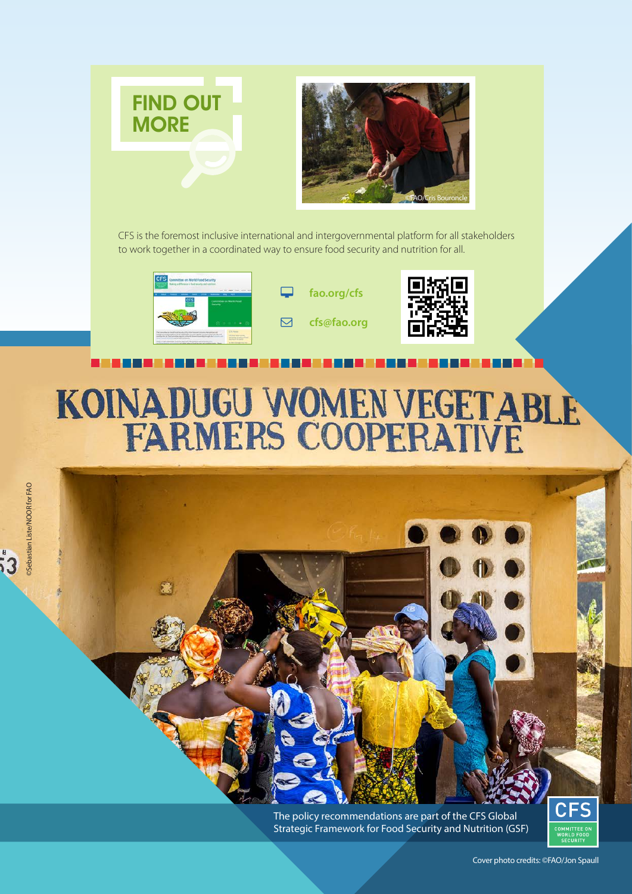## FIND OUT MORE

©FAO/Cris Bouroncle

CFS is the foremost inclusive international and intergovernmental platform for all stakeholders to work together in a coordinated way to ensure food security and nutrition for all.

fao.org/cfs

cfs@fao.org

©Sebastian Liste/NOOR for FAO

The policy recommendations are part of the CFS Global Strategic Framework for Food Security and Nutrition (GSF)

CFS COMMITTEE ON WORLD FOOD SECURITY

Cover photo credits: ©FAO/Jon Spaull